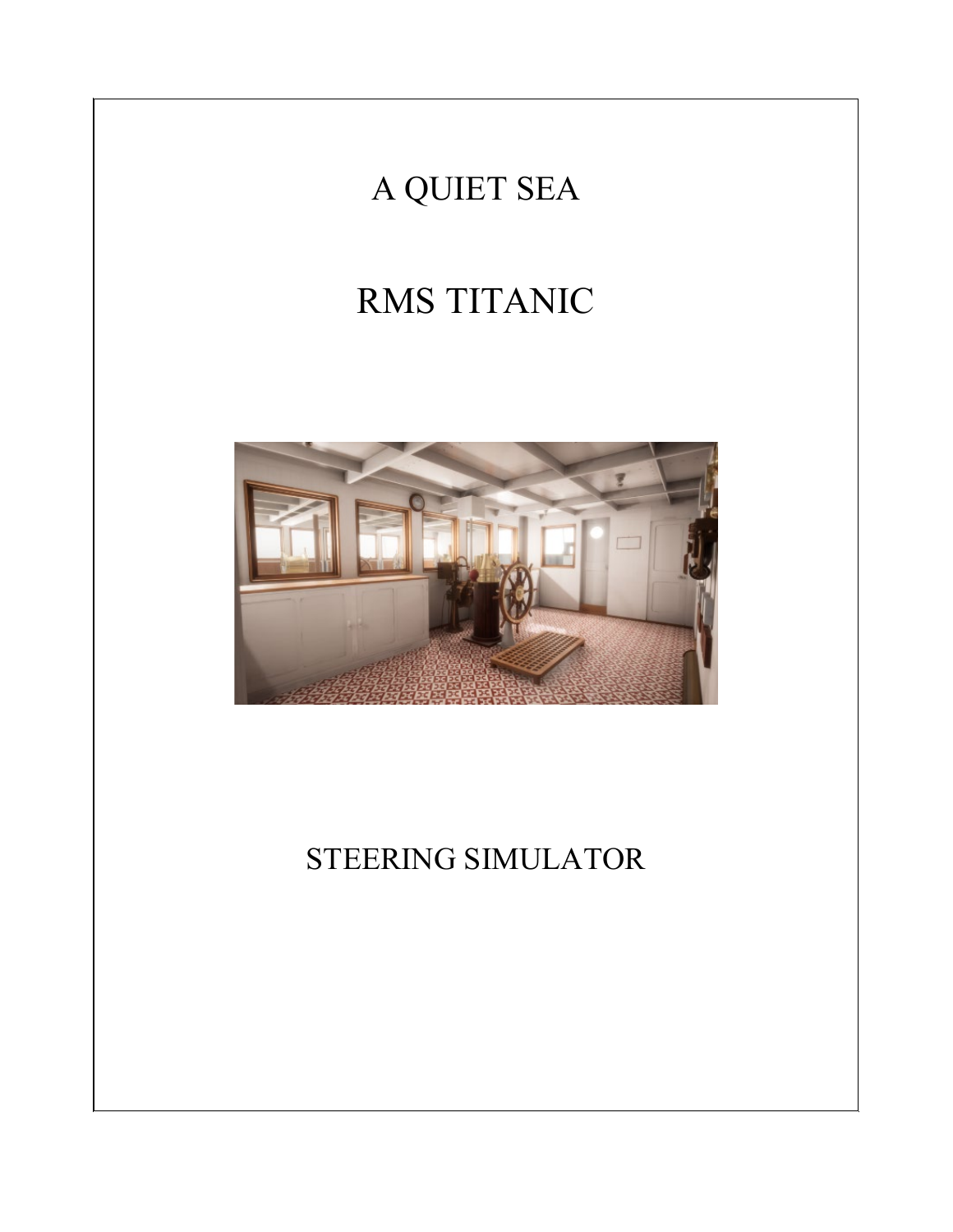# A QUIET SEA

# RMS TITANIC

# STEERING SIMULATOR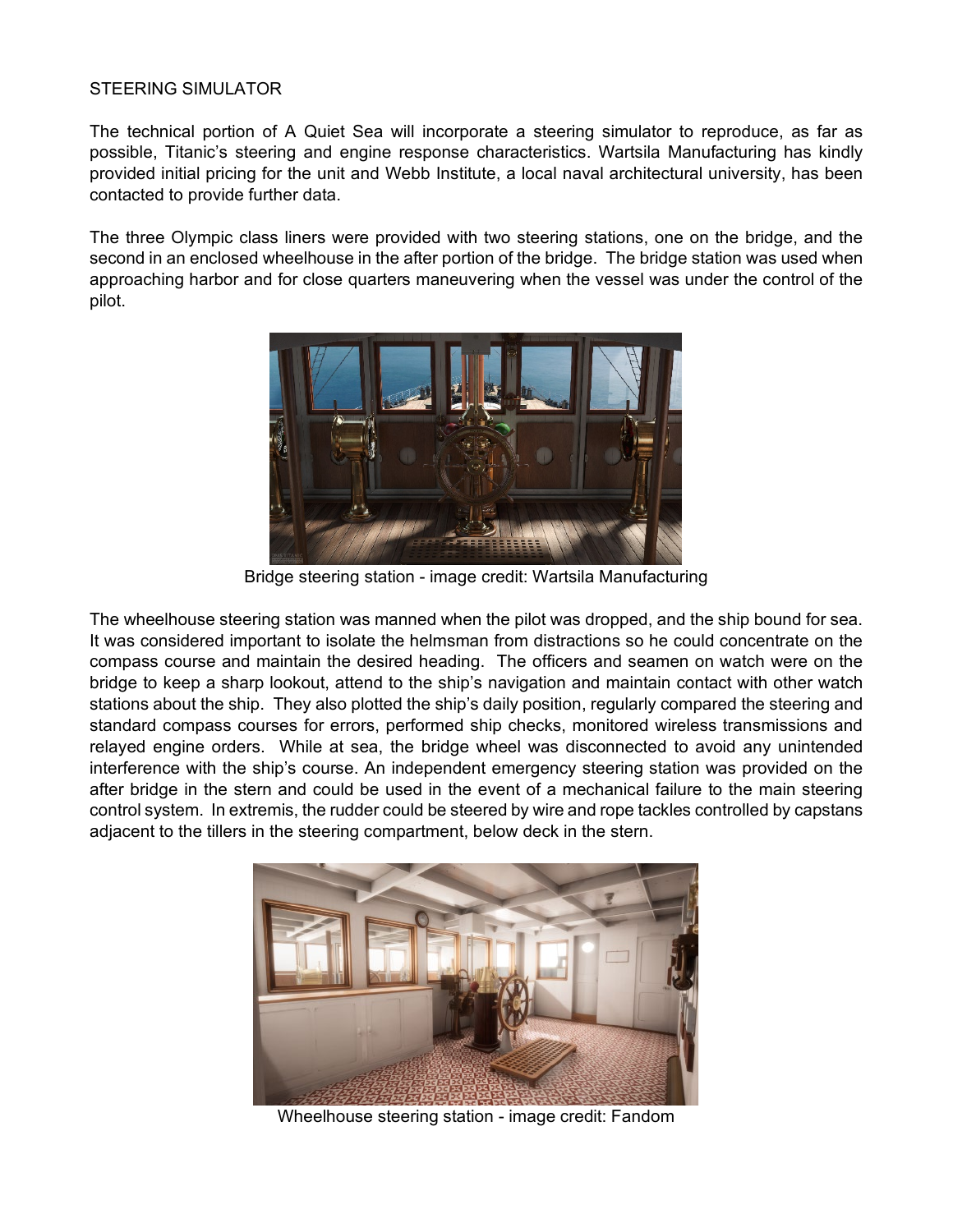STEERING SIMULATOR

The technical portion of A Quiet Sea will incorporate a steering simulator to reproduce, as far as possible, Titanic's steering and engine response characteristics. Wartsila Manufacturing has kindly provided initial pricing for the unit and Webb Institute, a local naval architectural university, has been contacted to provide further data.

The three Olympic class liners were provided with two steering stations, one on the bridge, and the second in an enclosed wheelhouse in the after portion of the bridge. The bridge station was used when approaching harbor and for close quarters maneuvering when the vessel was under the control of the pilot.

Bridge steering station - image credit: Wartsila Manufacturing

The wheelhouse steering station was manned when the pilot was dropped, and the ship bound for sea. It was considered important to isolate the helmsman from distractions so he could concentrate on the compass course and maintain the desired heading. The officers and seamen on watch were on the bridge to keep a sharp lookout, attend to the ship's navigation and maintain contact with other watch stations about the ship. They also plotted the ship's daily position, regularly compared the steering and standard compass courses for errors, performed ship checks, monitored wireless transmissions and relayed engine orders. While at sea, the bridge wheel was disconnected to avoid any unintended interference with the ship's course. An independent emergency steering station was provided on the after bridge in the stern and could be used in the event of a mechanical failure to the main steering control system. In extremis, the rudder could be steered by wire and rope tackles controlled by capstans adjacent to the tillers in the steering compartment, below deck in the stern.

Wheelhouse steering station - image credit: Fandom